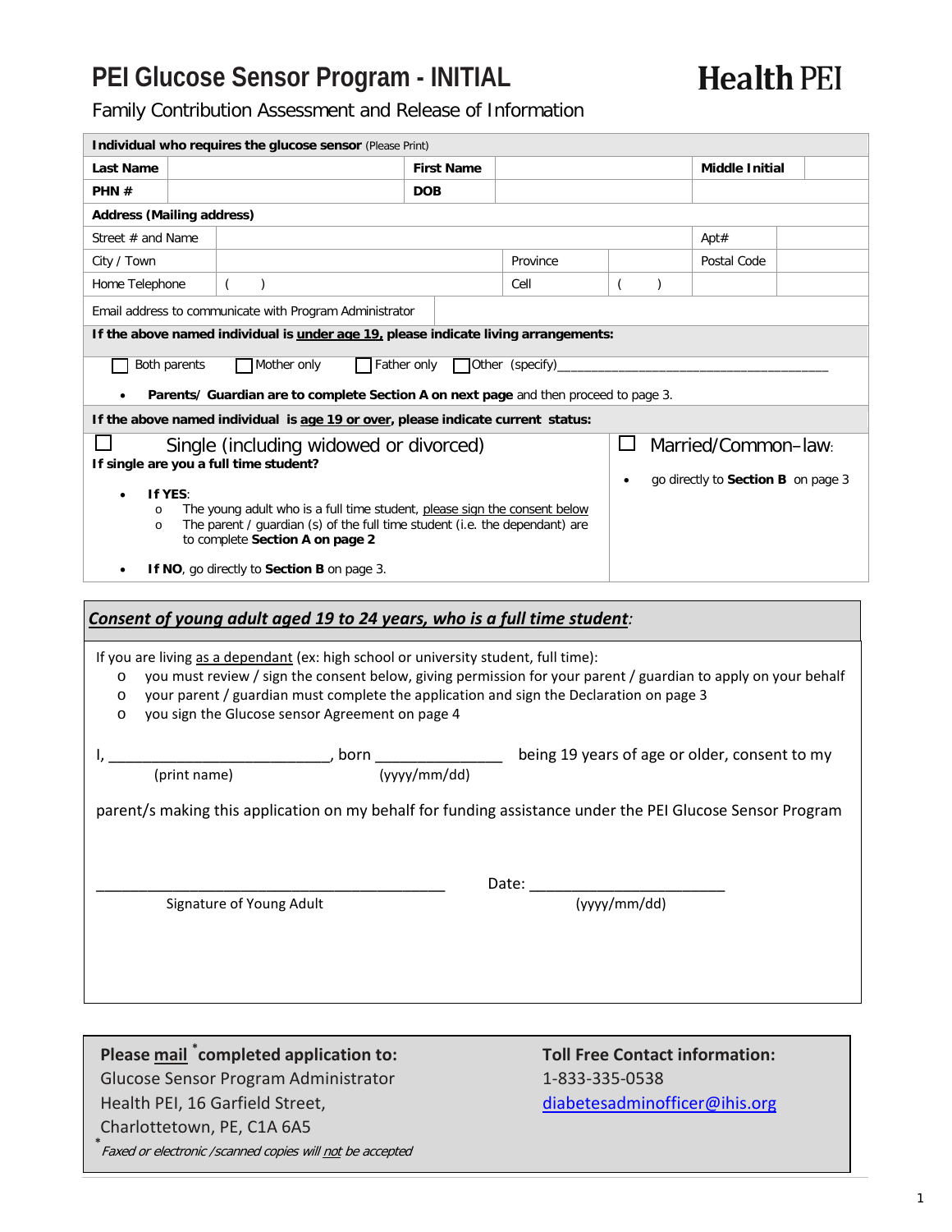# PEI Glucose Sensor Program - INITIAL

**Health PEI**

Family Contribution Assessment and Release of Information

| **Individual who requires the glucose sensor** (Please Print) | | | | | |
|---|---|---|---|---|---|
| **Last Name** | | **First Name** | | **Middle Initial** | |
| **PHN #** | | **DOB** | | | |
| **Address (Mailing address)** | | | | | |
| Street # and Name | | | | Apt# | |
| City / Town | | Province | | Postal Code | |
| Home Telephone | (    ) | Cell | (    ) | | |
| Email address to communicate with Program Administrator | | | | | |

**If the above named individual is <u>under age 19,</u> please indicate living arrangements:**

☐ Both parents ☐ Mother only ☐ Father only ☐ Other (specify)\_\_\_\_\_\_\_\_\_\_\_\_\_\_\_\_\_\_\_\_\_\_\_\_\_\_\_\_\_\_\_\_\_\_\_\_\_\_

- **Parents/ Guardian are to complete Section A on next page** and then proceed to page 3.

**If the above named individual is <u>age 19 or over</u>, please indicate current status:**

☐ Single (including widowed or divorced)

**If single are you a full time student?**

- **If YES**:
  - The young adult who is a full time student, <u>please sign the consent below</u>
  - The parent / guardian (s) of the full time student (i.e. the dependant) are to complete **Section A on page 2**
- **If NO**, go directly to **Section B** on page 3.

☐ Married/Common–law:

- go directly to **Section B** on page 3

## ***<u>Consent of young adult aged 19 to 24 years, who is a full time student</u>***:

If you are living <u>as a dependant</u> (ex: high school or university student, full time):

- you must review / sign the consent below, giving permission for your parent / guardian to apply on your behalf
- your parent / guardian must complete the application and sign the Declaration on page 3
- you sign the Glucose sensor Agreement on page 4

I, \_\_\_\_\_\_\_\_\_\_\_\_\_\_\_\_\_\_\_\_\_\_\_\_\_\_\_, born \_\_\_\_\_\_\_\_\_\_\_\_\_\_\_ being 19 years of age or older, consent to my
(print name) (yyyy/mm/dd)

parent/s making this application on my behalf for funding assistance under the PEI Glucose Sensor Program

\_\_\_\_\_\_\_\_\_\_\_\_\_\_\_\_\_\_\_\_\_\_\_\_\_\_\_\_\_\_\_\_\_\_\_\_\_\_\_\_\_\_\_ Date: \_\_\_\_\_\_\_\_\_\_\_\_\_\_\_\_\_\_\_\_\_\_\_
Signature of Young Adult (yyyy/mm/dd)

**Please <u>mail</u> \*completed application to:**
Glucose Sensor Program Administrator
Health PEI, 16 Garfield Street,
Charlottetown, PE, C1A 6A5
\* *Faxed or electronic /scanned copies will <u>not</u> be accepted*

**Toll Free Contact information:**
1-833-335-0538
diabetesadminofficer@ihis.org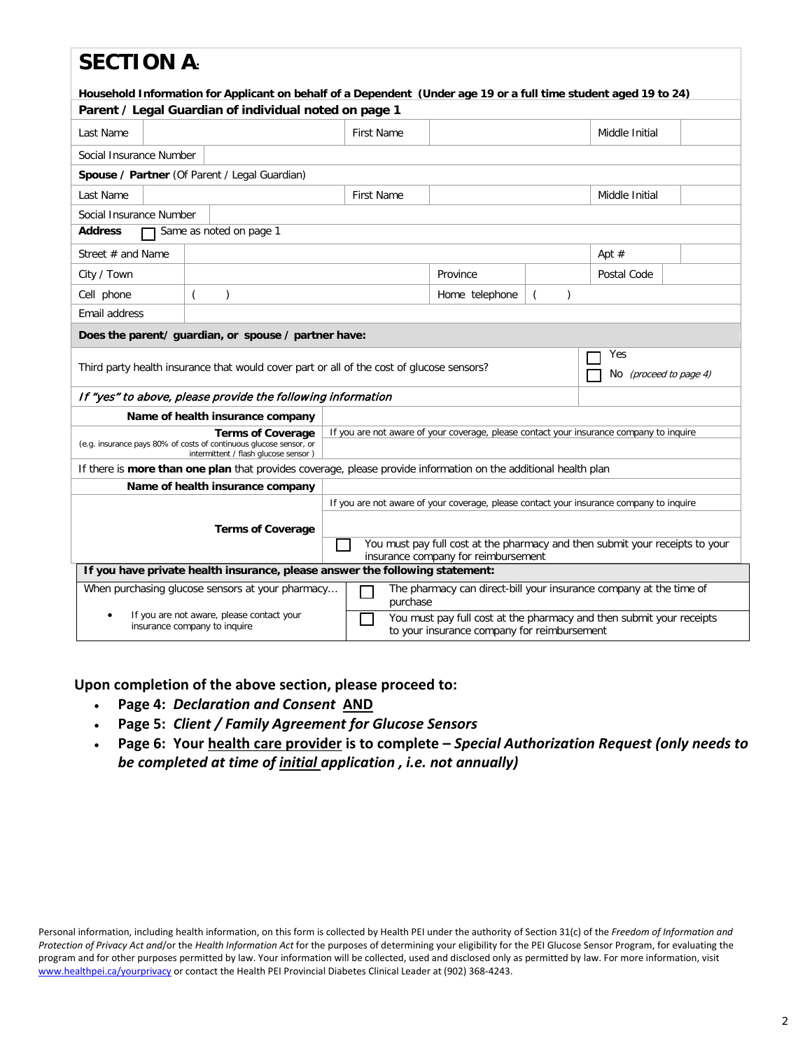# SECTION A:

**Household Information for Applicant on behalf of a Dependent (Under age 19 or a full time student aged 19 to 24)**

**Parent / Legal Guardian of individual noted on page 1**

| Last Name | | First Name | | Middle Initial | |
|---|---|---|---|---|---|
| Social Insurance Number | | | | | |

**Spouse / Partner** (Of Parent / Legal Guardian)

| Last Name | | First Name | | Middle Initial | |
|---|---|---|---|---|---|
| Social Insurance Number | | | | | |

**Address** ☐ Same as noted on page 1

| Street # and Name | | | | Apt # | |
|---|---|---|---|---|---|
| City / Town | | Province | | Postal Code | |
| Cell phone | ( ) | Home telephone | ( ) | | |
| Email address | | | | | |

**Does the parent/ guardian, or spouse / partner have:**

| | |
|---|---|
| Third party health insurance that would cover part or all of the cost of glucose sensors? | ☐ Yes<br>☐ No *(proceed to page 4)* |

***If "yes" to above, please provide the following information***

| | |
|---|---|
| **Name of health insurance company** | |
| **Terms of Coverage**<br>(e.g. insurance pays 80% of costs of continuous glucose sensor, or intermittent / flash glucose sensor ) | If you are not aware of your coverage, please contact your insurance company to inquire |

If there is **more than one plan** that provides coverage, please provide information on the additional health plan

| | |
|---|---|
| **Name of health insurance company** | |
| **Terms of Coverage** | If you are not aware of your coverage, please contact your insurance company to inquire |
| | ☐ You must pay full cost at the pharmacy and then submit your receipts to your insurance company for reimbursement |

**If you have private health insurance, please answer the following statement:**

| | |
|---|---|
| When purchasing glucose sensors at your pharmacy… | ☐ The pharmacy can direct-bill your insurance company at the time of purchase |
| • If you are not aware, please contact your insurance company to inquire | ☐ You must pay full cost at the pharmacy and then submit your receipts to your insurance company for reimbursement |

**Upon completion of the above section, please proceed to:**

- **Page 4: *Declaration and Consent* AND**
- **Page 5: *Client / Family Agreement for Glucose Sensors***
- **Page 6: Your health care provider is to complete – *Special Authorization Request (only needs to be completed at time of initial application , i.e. not annually)***

Personal information, including health information, on this form is collected by Health PEI under the authority of Section 31(c) of the *Freedom of Information and Protection of Privacy Act and*/or the *Health Information Act* for the purposes of determining your eligibility for the PEI Glucose Sensor Program, for evaluating the program and for other purposes permitted by law. Your information will be collected, used and disclosed only as permitted by law. For more information, visit www.healthpei.ca/yourprivacy or contact the Health PEI Provincial Diabetes Clinical Leader at (902) 368-4243.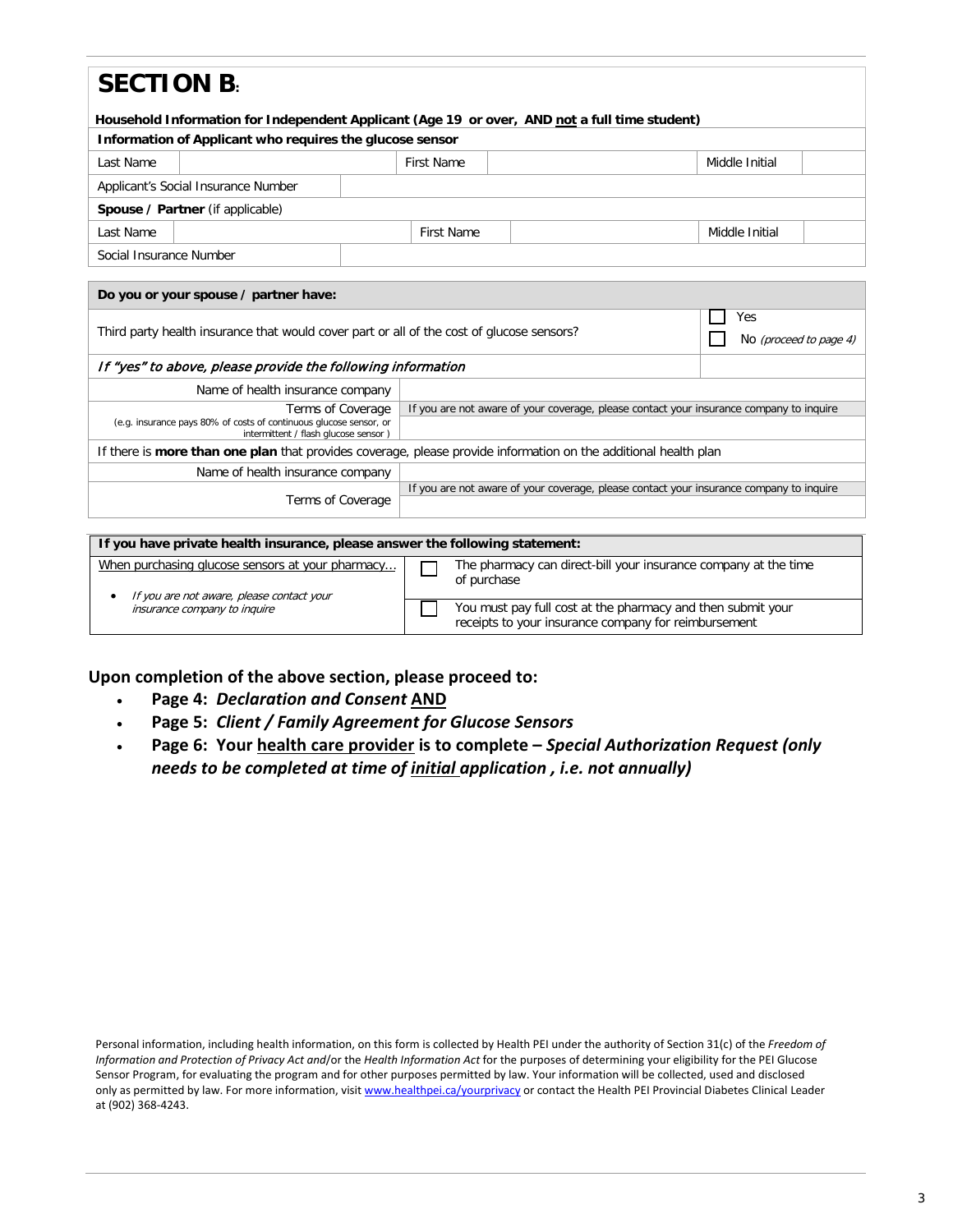# SECTION B:

**Household Information for Independent Applicant (Age 19 or over, AND not a full time student)**

| **Information of Applicant who requires the glucose sensor** | | | | | |
|---|---|---|---|---|---|
| Last Name | | First Name | | Middle Initial | |
| Applicant's Social Insurance Number | | | | | |
| **Spouse / Partner** (if applicable) | | | | | |
| Last Name | | First Name | | Middle Initial | |
| Social Insurance Number | | | | | |

| **Do you or your spouse / partner have:** | |
|---|---|
| Third party health insurance that would cover part or all of the cost of glucose sensors? | ☐ Yes<br>☐ No *(proceed to page 4)* |
| ***If "yes" to above, please provide the following information*** | |
| Name of health insurance company | |
| Terms of Coverage<br>(e.g. insurance pays 80% of costs of continuous glucose sensor, or intermittent / flash glucose sensor ) | If you are not aware of your coverage, please contact your insurance company to inquire |
| If there is **more than one plan** that provides coverage, please provide information on the additional health plan | |
| Name of health insurance company | |
| Terms of Coverage | If you are not aware of your coverage, please contact your insurance company to inquire |

| **If you have private health insurance, please answer the following statement:** | |
|---|---|
| When purchasing glucose sensors at your pharmacy…<br>• *If you are not aware, please contact your insurance company to inquire* | ☐ The pharmacy can direct-bill your insurance company at the time of purchase |
| | ☐ You must pay full cost at the pharmacy and then submit your receipts to your insurance company for reimbursement |

## Upon completion of the above section, please proceed to:

- **Page 4: *Declaration and Consent* AND**
- **Page 5: *Client / Family Agreement for Glucose Sensors***
- **Page 6: Your health care provider is to complete – *Special Authorization Request (only needs to be completed at time of initial application , i.e. not annually)***

Personal information, including health information, on this form is collected by Health PEI under the authority of Section 31(c) of the *Freedom of Information and Protection of Privacy Act and*/or the *Health Information Act* for the purposes of determining your eligibility for the PEI Glucose Sensor Program, for evaluating the program and for other purposes permitted by law. Your information will be collected, used and disclosed only as permitted by law. For more information, visit www.healthpei.ca/yourprivacy or contact the Health PEI Provincial Diabetes Clinical Leader at (902) 368-4243.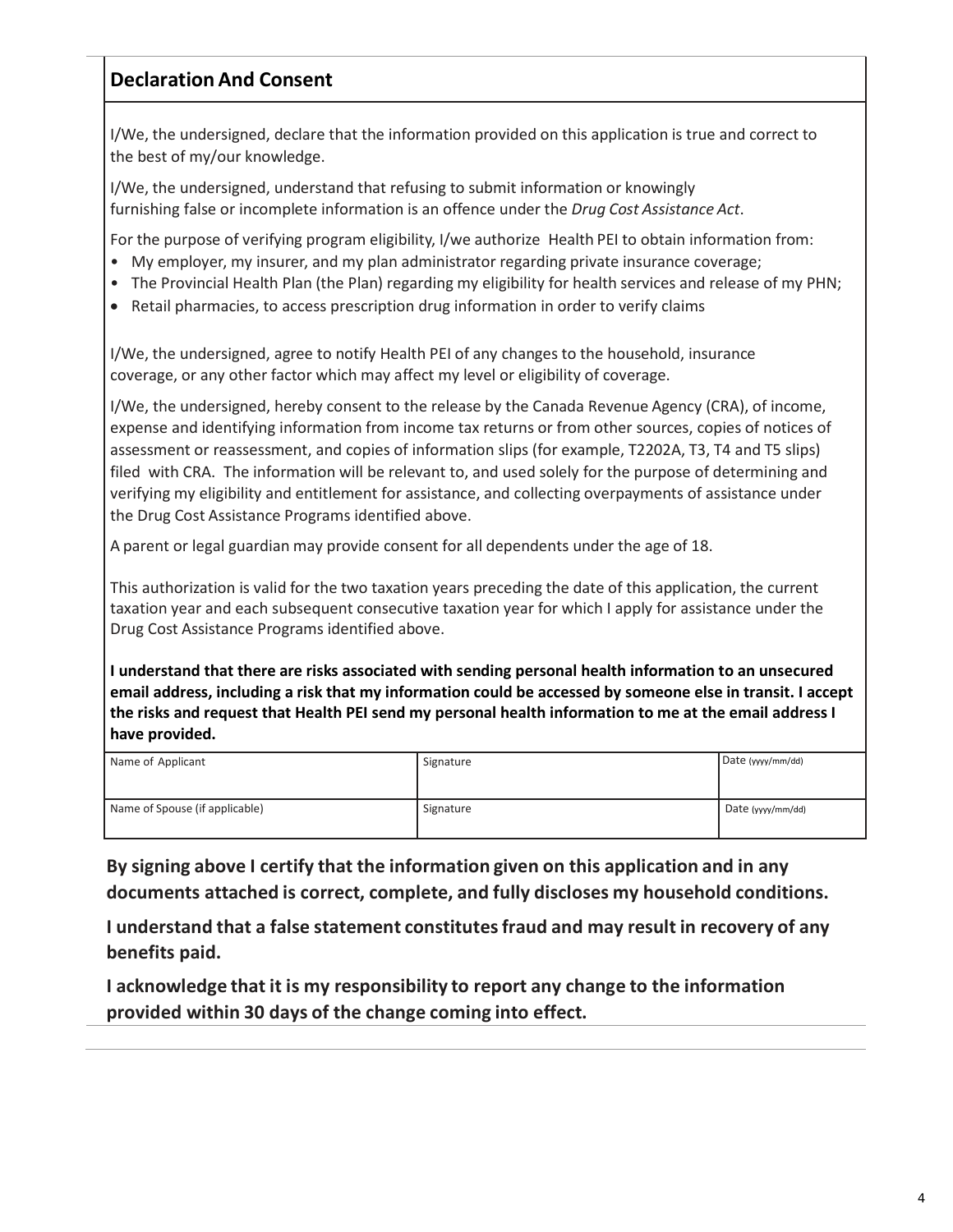## Declaration And Consent

I/We, the undersigned, declare that the information provided on this application is true and correct to the best of my/our knowledge.

I/We, the undersigned, understand that refusing to submit information or knowingly furnishing false or incomplete information is an offence under the *Drug Cost Assistance Act*.

For the purpose of verifying program eligibility, I/we authorize Health PEI to obtain information from:

- My employer, my insurer, and my plan administrator regarding private insurance coverage;
- The Provincial Health Plan (the Plan) regarding my eligibility for health services and release of my PHN;
- Retail pharmacies, to access prescription drug information in order to verify claims

I/We, the undersigned, agree to notify Health PEI of any changes to the household, insurance coverage, or any other factor which may affect my level or eligibility of coverage.

I/We, the undersigned, hereby consent to the release by the Canada Revenue Agency (CRA), of income, expense and identifying information from income tax returns or from other sources, copies of notices of assessment or reassessment, and copies of information slips (for example, T2202A, T3, T4 and T5 slips) filed with CRA. The information will be relevant to, and used solely for the purpose of determining and verifying my eligibility and entitlement for assistance, and collecting overpayments of assistance under the Drug Cost Assistance Programs identified above.

A parent or legal guardian may provide consent for all dependents under the age of 18.

This authorization is valid for the two taxation years preceding the date of this application, the current taxation year and each subsequent consecutive taxation year for which I apply for assistance under the Drug Cost Assistance Programs identified above.

**I understand that there are risks associated with sending personal health information to an unsecured email address, including a risk that my information could be accessed by someone else in transit. I accept the risks and request that Health PEI send my personal health information to me at the email address I have provided.**

| Name of Applicant | Signature | Date (yyyy/mm/dd) |
|---|---|---|
| Name of Spouse (if applicable) | Signature | Date (yyyy/mm/dd) |

**By signing above I certify that the information given on this application and in any documents attached is correct, complete, and fully discloses my household conditions.**

**I understand that a false statement constitutes fraud and may result in recovery of any benefits paid.**

**I acknowledge that it is my responsibility to report any change to the information provided within 30 days of the change coming into effect.**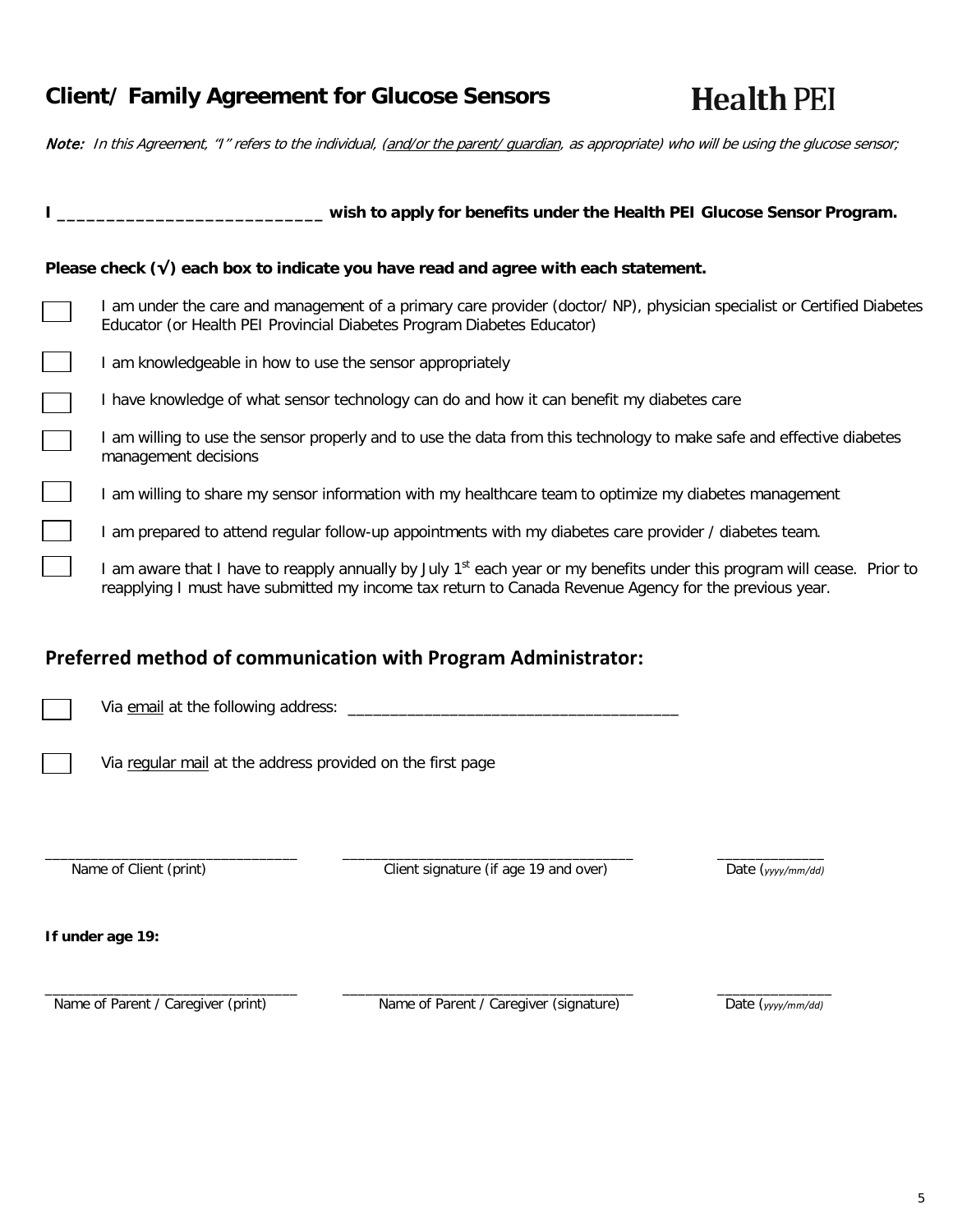# Client/ Family Agreement for Glucose Sensors

**Health PEI**

***Note:*** *In this Agreement, "I" refers to the individual, (and/or the parent/ guardian, as appropriate) who will be using the glucose sensor;*

**I ___________________________ wish to apply for benefits under the Health PEI Glucose Sensor Program.**

**Please check (√) each box to indicate you have read and agree with each statement.**

- ☐ I am under the care and management of a primary care provider (doctor/ NP), physician specialist or Certified Diabetes Educator (or Health PEI Provincial Diabetes Program Diabetes Educator)
- ☐ I am knowledgeable in how to use the sensor appropriately
- ☐ I have knowledge of what sensor technology can do and how it can benefit my diabetes care
- ☐ I am willing to use the sensor properly and to use the data from this technology to make safe and effective diabetes management decisions
- ☐ I am willing to share my sensor information with my healthcare team to optimize my diabetes management
- ☐ I am prepared to attend regular follow-up appointments with my diabetes care provider / diabetes team.
- ☐ I am aware that I have to reapply annually by July 1st each year or my benefits under this program will cease. Prior to reapplying I must have submitted my income tax return to Canada Revenue Agency for the previous year.

## Preferred method of communication with Program Administrator:

- ☐ Via email at the following address: ______________________________________
- ☐ Via regular mail at the address provided on the first page

| _______________________________ | _____________________________________ | ______________ |
|---|---|---|
| Name of Client (print) | Client signature (if age 19 and over) | Date (*yyyy/mm/dd*) |

**If under age 19:**

| _______________________________ | _____________________________________ | ______________ |
|---|---|---|
| Name of Parent / Caregiver (print) | Name of Parent / Caregiver (signature) | Date (*yyyy/mm/dd*) |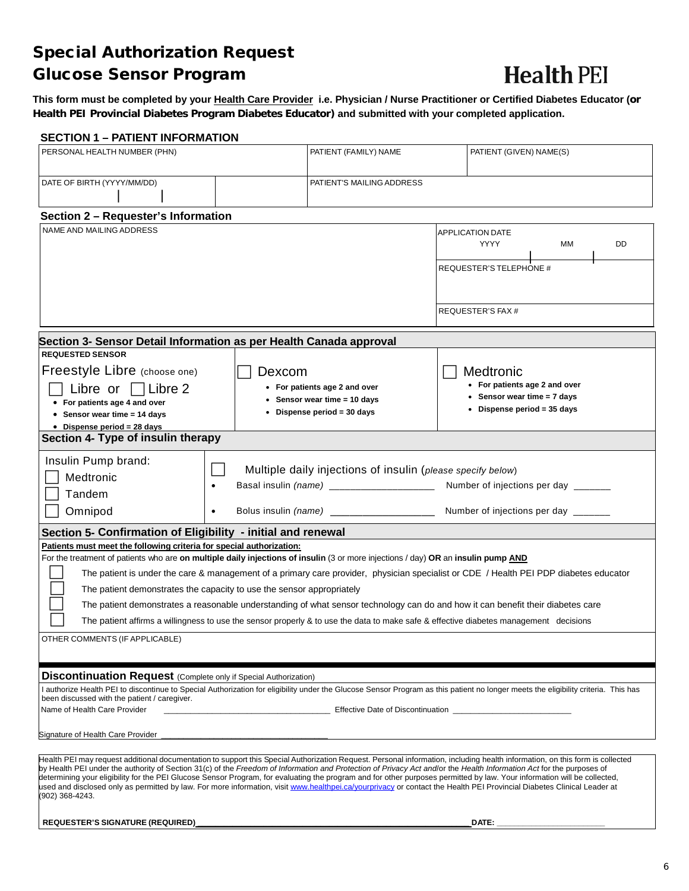# Special Authorization Request
# Glucose Sensor Program

**Health PEI**

**This form must be completed by your Health Care Provider i.e. Physician / Nurse Practitioner or Certified Diabetes Educator (or Health PEI Provincial Diabetes Program Diabetes Educator) and submitted with your completed application.**

## SECTION 1 – PATIENT INFORMATION

| PERSONAL HEALTH NUMBER (PHN) | PATIENT (FAMILY) NAME | PATIENT (GIVEN) NAME(S) |
|---|---|---|
| | | |
| DATE OF BIRTH (YYYY/MM/DD) | PATIENT'S MAILING ADDRESS | |
| | | |

## Section 2 – Requester's Information

| NAME AND MAILING ADDRESS | APPLICATION DATE YYYY MM DD |
|---|---|
| | REQUESTER'S TELEPHONE # |
| | REQUESTER'S FAX # |

## Section 3- Sensor Detail Information as per Health Canada approval

**REQUESTED SENSOR**

| Freestyle Libre (choose one) | ☐ Dexcom | ☐ Medtronic |
|---|---|---|
| ☐ Libre or ☐ Libre 2<br>• **For patients age 4 and over**<br>• **Sensor wear time = 14 days**<br>• **Dispense period = 28 days** | • **For patients age 2 and over**<br>• **Sensor wear time = 10 days**<br>• **Dispense period = 30 days** | • **For patients age 2 and over**<br>• **Sensor wear time = 7 days**<br>• **Dispense period = 35 days** |

## Section 4- Type of insulin therapy

Insulin Pump brand:

- ☐ Medtronic
- ☐ Tandem
- ☐ Omnipod

☐ Multiple daily injections of insulin (*please specify below*)

- Basal insulin *(name)* ___________________ Number of injections per day ______
- Bolus insulin *(name)* ___________________ Number of injections per day ______

## Section 5- Confirmation of Eligibility - initial and renewal

**Patients must meet the following criteria for special authorization:**

For the treatment of patients who are **on multiple daily injections of insulin** (3 or more injections / day) **OR** an **insulin pump AND**

- ☐ The patient is under the care & management of a primary care provider, physician specialist or CDE / Health PEI PDP diabetes educator
- ☐ The patient demonstrates the capacity to use the sensor appropriately
- ☐ The patient demonstrates a reasonable understanding of what sensor technology can do and how it can benefit their diabetes care
- ☐ The patient affirms a willingness to use the sensor properly & to use the data to make safe & effective diabetes management decisions

OTHER COMMENTS (IF APPLICABLE)

## Discontinuation Request (Complete only if Special Authorization)

I authorize Health PEI to discontinue to Special Authorization for eligibility under the Glucose Sensor Program as this patient no longer meets the eligibility criteria. This has been discussed with the patient / caregiver.

Name of Health Care Provider ___________________________________ Effective Date of Discontinuation ________________________

Signature of Health Care Provider ___________________________________

Health PEI may request additional documentation to support this Special Authorization Request. Personal information, including health information, on this form is collected by Health PEI under the authority of Section 31(c) of the *Freedom of Information and Protection of Privacy Act* and/or the *Health Information Act* for the purposes of determining your eligibility for the PEI Glucose Sensor Program, for evaluating the program and for other purposes permitted by law. Your information will be collected, used and disclosed only as permitted by law. For more information, visit www.healthpei.ca/yourprivacy or contact the Health PEI Provincial Diabetes Clinical Leader at (902) 368-4243.

**REQUESTER'S SIGNATURE (REQUIRED)**________________________________________ **DATE:** ____________________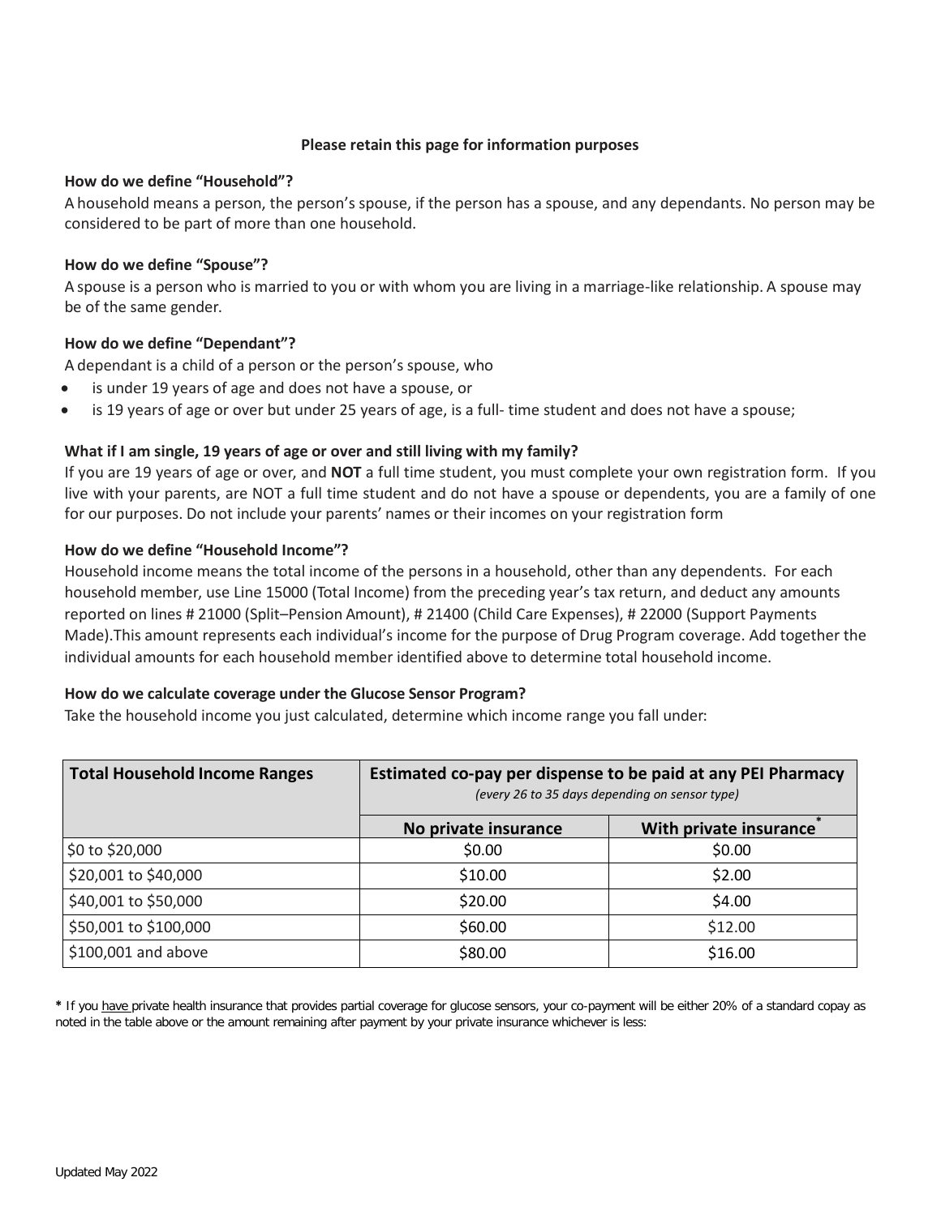**Please retain this page for information purposes**

**How do we define "Household"?**

A household means a person, the person's spouse, if the person has a spouse, and any dependants. No person may be considered to be part of more than one household.

**How do we define "Spouse"?**

A spouse is a person who is married to you or with whom you are living in a marriage-like relationship. A spouse may be of the same gender.

**How do we define "Dependant"?**

A dependant is a child of a person or the person's spouse, who

- is under 19 years of age and does not have a spouse, or
- is 19 years of age or over but under 25 years of age, is a full- time student and does not have a spouse;

**What if I am single, 19 years of age or over and still living with my family?**

If you are 19 years of age or over, and **NOT** a full time student, you must complete your own registration form. If you live with your parents, are NOT a full time student and do not have a spouse or dependents, you are a family of one for our purposes. Do not include your parents' names or their incomes on your registration form

**How do we define "Household Income"?**

Household income means the total income of the persons in a household, other than any dependents. For each household member, use Line 15000 (Total Income) from the preceding year's tax return, and deduct any amounts reported on lines # 21000 (Split–Pension Amount), # 21400 (Child Care Expenses), # 22000 (Support Payments Made).This amount represents each individual's income for the purpose of Drug Program coverage. Add together the individual amounts for each household member identified above to determine total household income.

**How do we calculate coverage under the Glucose Sensor Program?**

Take the household income you just calculated, determine which income range you fall under:

| **Total Household Income Ranges** | **Estimated co-pay per dispense to be paid at any PEI Pharmacy** *(every 26 to 35 days depending on sensor type)* | |
|---|---|---|
| | **No private insurance** | **With private insurance** * |
| $0 to $20,000 | $0.00 | $0.00 |
| $20,001 to $40,000 | $10.00 | $2.00 |
| $40,001 to $50,000 | $20.00 | $4.00 |
| $50,001 to $100,000 | $60.00 | $12.00 |
| $100,001 and above | $80.00 | $16.00 |

**\*** If you have private health insurance that provides partial coverage for glucose sensors, your co-payment will be either 20% of a standard copay as noted in the table above or the amount remaining after payment by your private insurance whichever is less:

Updated May 2022